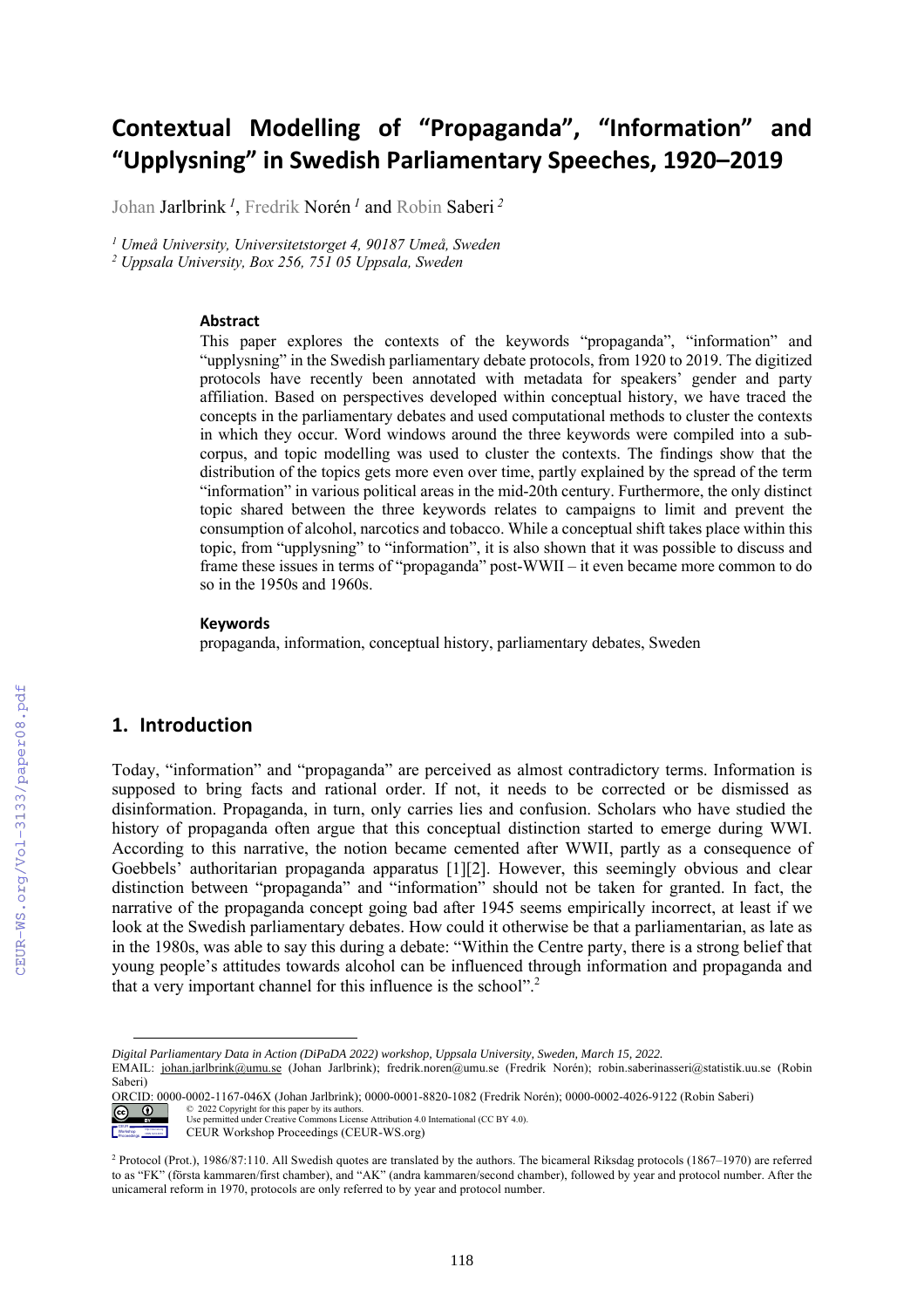# Contextual Modelling of "Propaganda", "Information" and "Upplysning" in Swedish Parliamentary Speeches, 1920–2019

Johan Jarlbrink [1], Fredrik Norén [1] and Robin Saberi [2]

[1] Umeå University, Universitetstorget 4, 90187 Umeå, Sweden
[2] Uppsala University, Box 256, 751 05 Uppsala, Sweden

### Abstract

This paper explores the contexts of the keywords "propaganda", "information" and "upplysning" in the Swedish parliamentary debate protocols, from 1920 to 2019. The digitized protocols have recently been annotated with metadata for speakers' gender and party affiliation. Based on perspectives developed within conceptual history, we have traced the concepts in the parliamentary debates and used computational methods to cluster the contexts in which they occur. Word windows around the three keywords were compiled into a sub-corpus, and topic modelling was used to cluster the contexts. The findings show that the distribution of the topics gets more even over time, partly explained by the spread of the term "information" in various political areas in the mid-20th century. Furthermore, the only distinct topic shared between the three keywords relates to campaigns to limit and prevent the consumption of alcohol, narcotics and tobacco. While a conceptual shift takes place within this topic, from "upplysning" to "information", it is also shown that it was possible to discuss and frame these issues in terms of "propaganda" post-WWII – it even became more common to do so in the 1950s and 1960s.

### Keywords

propaganda, information, conceptual history, parliamentary debates, Sweden

## 1. Introduction

Today, "information" and "propaganda" are perceived as almost contradictory terms. Information is supposed to bring facts and rational order. If not, it needs to be corrected or be dismissed as disinformation. Propaganda, in turn, only carries lies and confusion. Scholars who have studied the history of propaganda often argue that this conceptual distinction started to emerge during WWI. According to this narrative, the notion became cemented after WWII, partly as a consequence of Goebbels' authoritarian propaganda apparatus [1][2]. However, this seemingly obvious and clear distinction between "propaganda" and "information" should not be taken for granted. In fact, the narrative of the propaganda concept going bad after 1945 seems empirically incorrect, at least if we look at the Swedish parliamentary debates. How could it otherwise be that a parliamentarian, as late as in the 1980s, was able to say this during a debate: "Within the Centre party, there is a strong belief that young people's attitudes towards alcohol can be influenced through information and propaganda and that a very important channel for this influence is the school".[2]

---

*Digital Parliamentary Data in Action (DiPaDA 2022) workshop, Uppsala University, Sweden, March 15, 2022.*
EMAIL: johan.jarlbrink@umu.se (Johan Jarlbrink); fredrik.noren@umu.se (Fredrik Norén); robin.saberinasseri@statistik.uu.se (Robin Saberi)
ORCID: 0000-0002-1167-046X (Johan Jarlbrink); 0000-0001-8820-1082 (Fredrik Norén); 0000-0002-4026-9122 (Robin Saberi)
© 2022 Copyright for this paper by its authors.
Use permitted under Creative Commons License Attribution 4.0 International (CC BY 4.0).
CEUR Workshop Proceedings (CEUR-WS.org)

[2] Protocol (Prot.), 1986/87:110. All Swedish quotes are translated by the authors. The bicameral Riksdag protocols (1867–1970) are referred to as "FK" (första kammaren/first chamber), and "AK" (andra kammaren/second chamber), followed by year and protocol number. After the unicameral reform in 1970, protocols are only referred to by year and protocol number.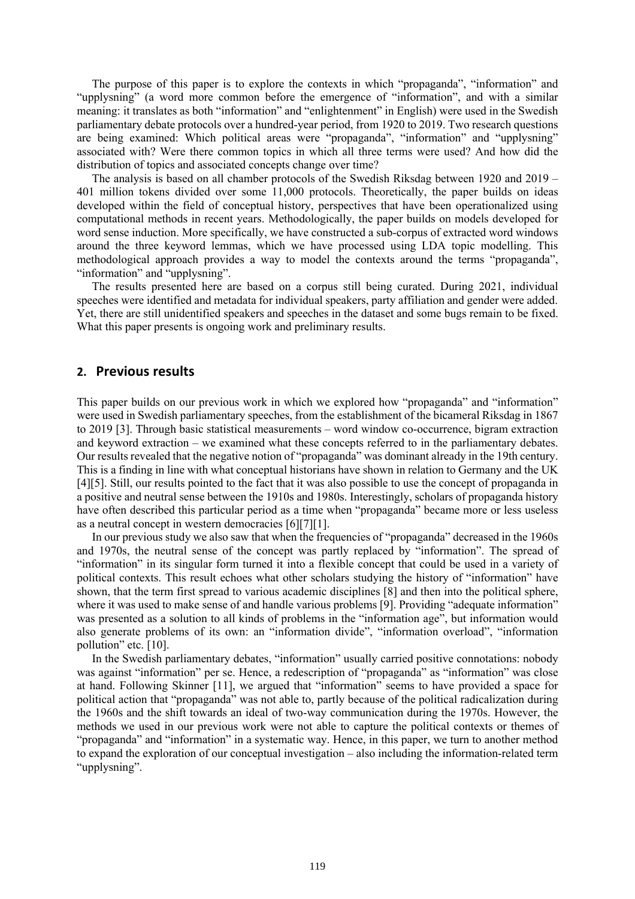The purpose of this paper is to explore the contexts in which "propaganda", "information" and "upplysning" (a word more common before the emergence of "information", and with a similar meaning: it translates as both "information" and "enlightenment" in English) were used in the Swedish parliamentary debate protocols over a hundred-year period, from 1920 to 2019. Two research questions are being examined: Which political areas were "propaganda", "information" and "upplysning" associated with? Were there common topics in which all three terms were used? And how did the distribution of topics and associated concepts change over time?

The analysis is based on all chamber protocols of the Swedish Riksdag between 1920 and 2019 – 401 million tokens divided over some 11,000 protocols. Theoretically, the paper builds on ideas developed within the field of conceptual history, perspectives that have been operationalized using computational methods in recent years. Methodologically, the paper builds on models developed for word sense induction. More specifically, we have constructed a sub-corpus of extracted word windows around the three keyword lemmas, which we have processed using LDA topic modelling. This methodological approach provides a way to model the contexts around the terms "propaganda", "information" and "upplysning".

The results presented here are based on a corpus still being curated. During 2021, individual speeches were identified and metadata for individual speakers, party affiliation and gender were added. Yet, there are still unidentified speakers and speeches in the dataset and some bugs remain to be fixed. What this paper presents is ongoing work and preliminary results.

## 2. Previous results

This paper builds on our previous work in which we explored how "propaganda" and "information" were used in Swedish parliamentary speeches, from the establishment of the bicameral Riksdag in 1867 to 2019 [3]. Through basic statistical measurements – word window co-occurrence, bigram extraction and keyword extraction – we examined what these concepts referred to in the parliamentary debates. Our results revealed that the negative notion of "propaganda" was dominant already in the 19th century. This is a finding in line with what conceptual historians have shown in relation to Germany and the UK [4][5]. Still, our results pointed to the fact that it was also possible to use the concept of propaganda in a positive and neutral sense between the 1910s and 1980s. Interestingly, scholars of propaganda history have often described this particular period as a time when "propaganda" became more or less useless as a neutral concept in western democracies [6][7][1].

In our previous study we also saw that when the frequencies of "propaganda" decreased in the 1960s and 1970s, the neutral sense of the concept was partly replaced by "information". The spread of "information" in its singular form turned it into a flexible concept that could be used in a variety of political contexts. This result echoes what other scholars studying the history of "information" have shown, that the term first spread to various academic disciplines [8] and then into the political sphere, where it was used to make sense of and handle various problems [9]. Providing "adequate information" was presented as a solution to all kinds of problems in the "information age", but information would also generate problems of its own: an "information divide", "information overload", "information pollution" etc. [10].

In the Swedish parliamentary debates, "information" usually carried positive connotations: nobody was against "information" per se. Hence, a redescription of "propaganda" as "information" was close at hand. Following Skinner [11], we argued that "information" seems to have provided a space for political action that "propaganda" was not able to, partly because of the political radicalization during the 1960s and the shift towards an ideal of two-way communication during the 1970s. However, the methods we used in our previous work were not able to capture the political contexts or themes of "propaganda" and "information" in a systematic way. Hence, in this paper, we turn to another method to expand the exploration of our conceptual investigation – also including the information-related term "upplysning".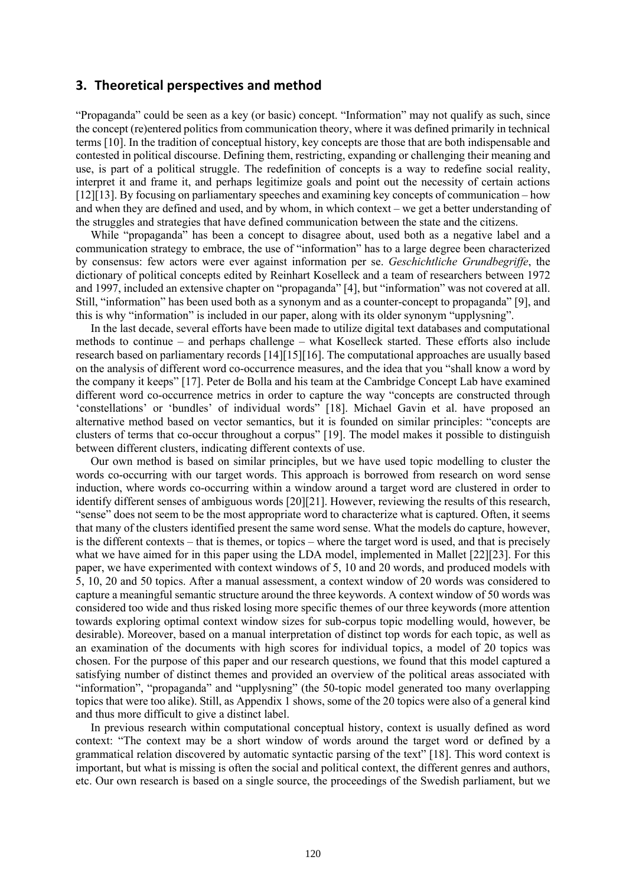## 3. Theoretical perspectives and method

"Propaganda" could be seen as a key (or basic) concept. "Information" may not qualify as such, since the concept (re)entered politics from communication theory, where it was defined primarily in technical terms [10]. In the tradition of conceptual history, key concepts are those that are both indispensable and contested in political discourse. Defining them, restricting, expanding or challenging their meaning and use, is part of a political struggle. The redefinition of concepts is a way to redefine social reality, interpret it and frame it, and perhaps legitimize goals and point out the necessity of certain actions [12][13]. By focusing on parliamentary speeches and examining key concepts of communication – how and when they are defined and used, and by whom, in which context – we get a better understanding of the struggles and strategies that have defined communication between the state and the citizens.

While "propaganda" has been a concept to disagree about, used both as a negative label and a communication strategy to embrace, the use of "information" has to a large degree been characterized by consensus: few actors were ever against information per se. *Geschichtliche Grundbegriffe*, the dictionary of political concepts edited by Reinhart Koselleck and a team of researchers between 1972 and 1997, included an extensive chapter on "propaganda" [4], but "information" was not covered at all. Still, "information" has been used both as a synonym and as a counter-concept to propaganda" [9], and this is why "information" is included in our paper, along with its older synonym "upplysning".

In the last decade, several efforts have been made to utilize digital text databases and computational methods to continue – and perhaps challenge – what Koselleck started. These efforts also include research based on parliamentary records [14][15][16]. The computational approaches are usually based on the analysis of different word co-occurrence measures, and the idea that you "shall know a word by the company it keeps" [17]. Peter de Bolla and his team at the Cambridge Concept Lab have examined different word co-occurrence metrics in order to capture the way "concepts are constructed through 'constellations' or 'bundles' of individual words" [18]. Michael Gavin et al. have proposed an alternative method based on vector semantics, but it is founded on similar principles: "concepts are clusters of terms that co-occur throughout a corpus" [19]. The model makes it possible to distinguish between different clusters, indicating different contexts of use.

Our own method is based on similar principles, but we have used topic modelling to cluster the words co-occurring with our target words. This approach is borrowed from research on word sense induction, where words co-occurring within a window around a target word are clustered in order to identify different senses of ambiguous words [20][21]. However, reviewing the results of this research, "sense" does not seem to be the most appropriate word to characterize what is captured. Often, it seems that many of the clusters identified present the same word sense. What the models do capture, however, is the different contexts – that is themes, or topics – where the target word is used, and that is precisely what we have aimed for in this paper using the LDA model, implemented in Mallet [22][23]. For this paper, we have experimented with context windows of 5, 10 and 20 words, and produced models with 5, 10, 20 and 50 topics. After a manual assessment, a context window of 20 words was considered to capture a meaningful semantic structure around the three keywords. A context window of 50 words was considered too wide and thus risked losing more specific themes of our three keywords (more attention towards exploring optimal context window sizes for sub-corpus topic modelling would, however, be desirable). Moreover, based on a manual interpretation of distinct top words for each topic, as well as an examination of the documents with high scores for individual topics, a model of 20 topics was chosen. For the purpose of this paper and our research questions, we found that this model captured a satisfying number of distinct themes and provided an overview of the political areas associated with "information", "propaganda" and "upplysning" (the 50-topic model generated too many overlapping topics that were too alike). Still, as Appendix 1 shows, some of the 20 topics were also of a general kind and thus more difficult to give a distinct label.

In previous research within computational conceptual history, context is usually defined as word context: "The context may be a short window of words around the target word or defined by a grammatical relation discovered by automatic syntactic parsing of the text" [18]. This word context is important, but what is missing is often the social and political context, the different genres and authors, etc. Our own research is based on a single source, the proceedings of the Swedish parliament, but we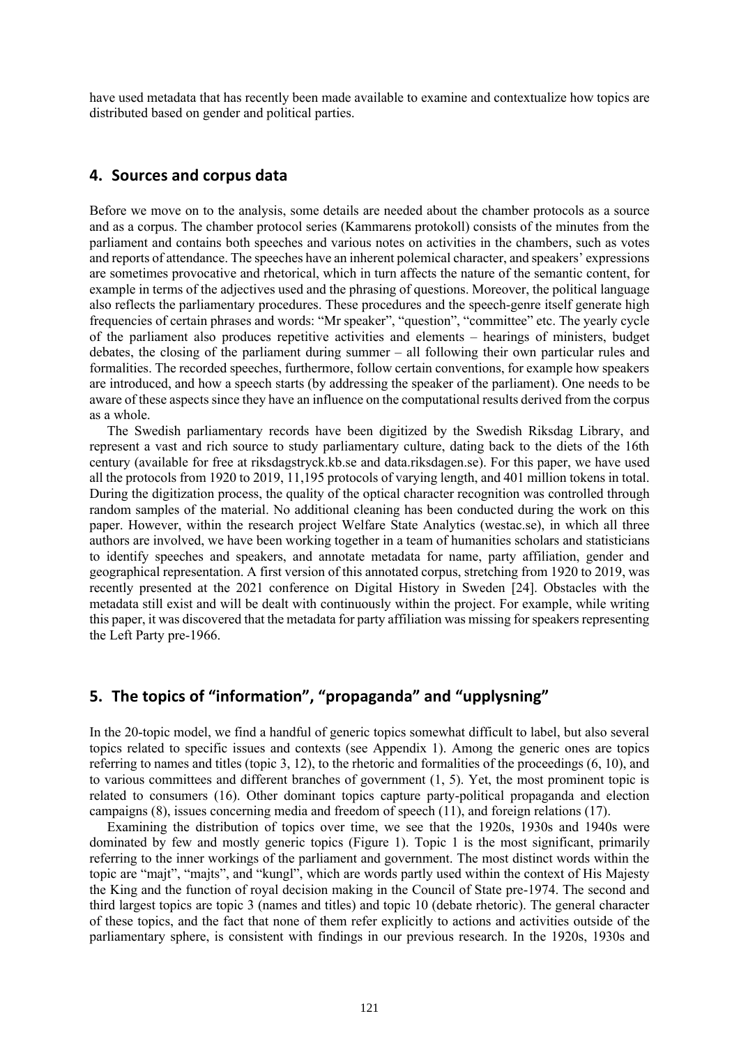have used metadata that has recently been made available to examine and contextualize how topics are distributed based on gender and political parties.

## 4. Sources and corpus data

Before we move on to the analysis, some details are needed about the chamber protocols as a source and as a corpus. The chamber protocol series (Kammarens protokoll) consists of the minutes from the parliament and contains both speeches and various notes on activities in the chambers, such as votes and reports of attendance. The speeches have an inherent polemical character, and speakers' expressions are sometimes provocative and rhetorical, which in turn affects the nature of the semantic content, for example in terms of the adjectives used and the phrasing of questions. Moreover, the political language also reflects the parliamentary procedures. These procedures and the speech-genre itself generate high frequencies of certain phrases and words: "Mr speaker", "question", "committee" etc. The yearly cycle of the parliament also produces repetitive activities and elements – hearings of ministers, budget debates, the closing of the parliament during summer – all following their own particular rules and formalities. The recorded speeches, furthermore, follow certain conventions, for example how speakers are introduced, and how a speech starts (by addressing the speaker of the parliament). One needs to be aware of these aspects since they have an influence on the computational results derived from the corpus as a whole.

The Swedish parliamentary records have been digitized by the Swedish Riksdag Library, and represent a vast and rich source to study parliamentary culture, dating back to the diets of the 16th century (available for free at riksdagstryck.kb.se and data.riksdagen.se). For this paper, we have used all the protocols from 1920 to 2019, 11,195 protocols of varying length, and 401 million tokens in total. During the digitization process, the quality of the optical character recognition was controlled through random samples of the material. No additional cleaning has been conducted during the work on this paper. However, within the research project Welfare State Analytics (westac.se), in which all three authors are involved, we have been working together in a team of humanities scholars and statisticians to identify speeches and speakers, and annotate metadata for name, party affiliation, gender and geographical representation. A first version of this annotated corpus, stretching from 1920 to 2019, was recently presented at the 2021 conference on Digital History in Sweden [24]. Obstacles with the metadata still exist and will be dealt with continuously within the project. For example, while writing this paper, it was discovered that the metadata for party affiliation was missing for speakers representing the Left Party pre-1966.

## 5. The topics of "information", "propaganda" and "upplysning"

In the 20-topic model, we find a handful of generic topics somewhat difficult to label, but also several topics related to specific issues and contexts (see Appendix 1). Among the generic ones are topics referring to names and titles (topic 3, 12), to the rhetoric and formalities of the proceedings (6, 10), and to various committees and different branches of government (1, 5). Yet, the most prominent topic is related to consumers (16). Other dominant topics capture party-political propaganda and election campaigns (8), issues concerning media and freedom of speech (11), and foreign relations (17).

Examining the distribution of topics over time, we see that the 1920s, 1930s and 1940s were dominated by few and mostly generic topics (Figure 1). Topic 1 is the most significant, primarily referring to the inner workings of the parliament and government. The most distinct words within the topic are "majt", "majts", and "kungl", which are words partly used within the context of His Majesty the King and the function of royal decision making in the Council of State pre-1974. The second and third largest topics are topic 3 (names and titles) and topic 10 (debate rhetoric). The general character of these topics, and the fact that none of them refer explicitly to actions and activities outside of the parliamentary sphere, is consistent with findings in our previous research. In the 1920s, 1930s and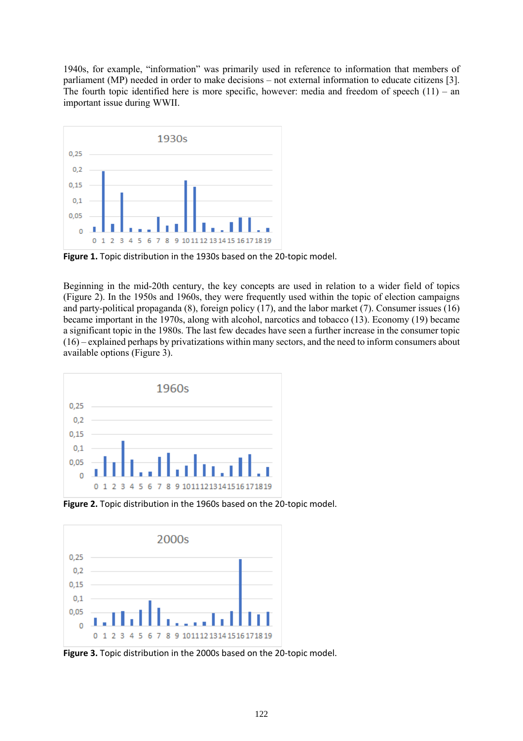1940s, for example, "information" was primarily used in reference to information that members of parliament (MP) needed in order to make decisions – not external information to educate citizens [3]. The fourth topic identified here is more specific, however: media and freedom of speech (11) – an important issue during WWII.

**Figure 1.** Topic distribution in the 1930s based on the 20-topic model.

Beginning in the mid-20th century, the key concepts are used in relation to a wider field of topics (Figure 2). In the 1950s and 1960s, they were frequently used within the topic of election campaigns and party-political propaganda (8), foreign policy (17), and the labor market (7). Consumer issues (16) became important in the 1970s, along with alcohol, narcotics and tobacco (13). Economy (19) became a significant topic in the 1980s. The last few decades have seen a further increase in the consumer topic (16) – explained perhaps by privatizations within many sectors, and the need to inform consumers about available options (Figure 3).

**Figure 2.** Topic distribution in the 1960s based on the 20-topic model.

**Figure 3.** Topic distribution in the 2000s based on the 20-topic model.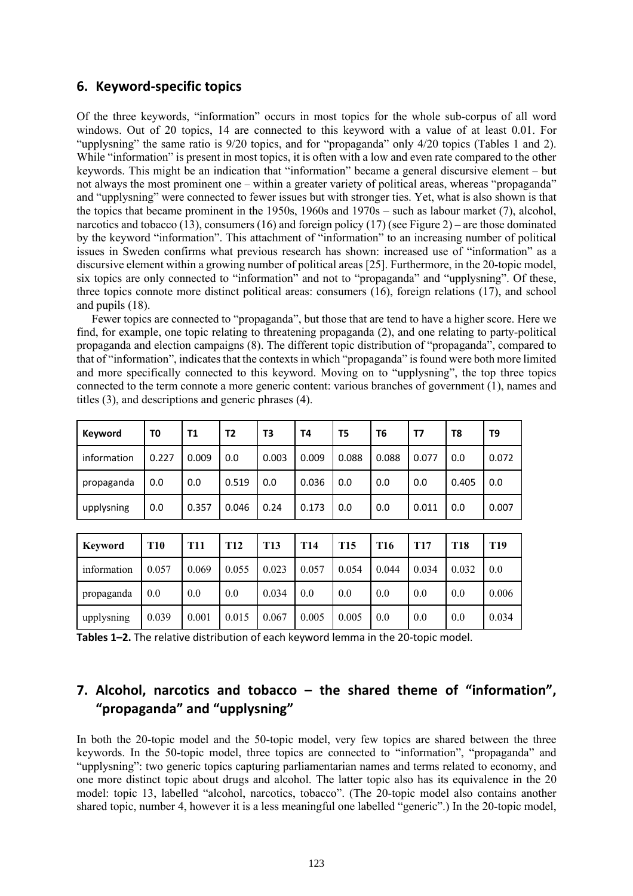## 6. Keyword-specific topics

Of the three keywords, "information" occurs in most topics for the whole sub-corpus of all word windows. Out of 20 topics, 14 are connected to this keyword with a value of at least 0.01. For "upplysning" the same ratio is 9/20 topics, and for "propaganda" only 4/20 topics (Tables 1 and 2). While "information" is present in most topics, it is often with a low and even rate compared to the other keywords. This might be an indication that "information" became a general discursive element – but not always the most prominent one – within a greater variety of political areas, whereas "propaganda" and "upplysning" were connected to fewer issues but with stronger ties. Yet, what is also shown is that the topics that became prominent in the 1950s, 1960s and 1970s – such as labour market (7), alcohol, narcotics and tobacco (13), consumers (16) and foreign policy (17) (see Figure 2) – are those dominated by the keyword "information". This attachment of "information" to an increasing number of political issues in Sweden confirms what previous research has shown: increased use of "information" as a discursive element within a growing number of political areas [25]. Furthermore, in the 20-topic model, six topics are only connected to "information" and not to "propaganda" and "upplysning". Of these, three topics connote more distinct political areas: consumers (16), foreign relations (17), and school and pupils (18).

Fewer topics are connected to "propaganda", but those that are tend to have a higher score. Here we find, for example, one topic relating to threatening propaganda (2), and one relating to party-political propaganda and election campaigns (8). The different topic distribution of "propaganda", compared to that of "information", indicates that the contexts in which "propaganda" is found were both more limited and more specifically connected to this keyword. Moving on to "upplysning", the top three topics connected to the term connote a more generic content: various branches of government (1), names and titles (3), and descriptions and generic phrases (4).

| Keyword | T0 | T1 | T2 | T3 | T4 | T5 | T6 | T7 | T8 | T9 |
|---|---|---|---|---|---|---|---|---|---|---|
| information | 0.227 | 0.009 | 0.0 | 0.003 | 0.009 | 0.088 | 0.088 | 0.077 | 0.0 | 0.072 |
| propaganda | 0.0 | 0.0 | 0.519 | 0.0 | 0.036 | 0.0 | 0.0 | 0.0 | 0.405 | 0.0 |
| upplysning | 0.0 | 0.357 | 0.046 | 0.24 | 0.173 | 0.0 | 0.0 | 0.011 | 0.0 | 0.007 |

| Keyword | T10 | T11 | T12 | T13 | T14 | T15 | T16 | T17 | T18 | T19 |
|---|---|---|---|---|---|---|---|---|---|---|
| information | 0.057 | 0.069 | 0.055 | 0.023 | 0.057 | 0.054 | 0.044 | 0.034 | 0.032 | 0.0 |
| propaganda | 0.0 | 0.0 | 0.0 | 0.034 | 0.0 | 0.0 | 0.0 | 0.0 | 0.0 | 0.006 |
| upplysning | 0.039 | 0.001 | 0.015 | 0.067 | 0.005 | 0.005 | 0.0 | 0.0 | 0.0 | 0.034 |

**Tables 1–2.** The relative distribution of each keyword lemma in the 20-topic model.

## 7. Alcohol, narcotics and tobacco – the shared theme of "information", "propaganda" and "upplysning"

In both the 20-topic model and the 50-topic model, very few topics are shared between the three keywords. In the 50-topic model, three topics are connected to "information", "propaganda" and "upplysning": two generic topics capturing parliamentarian names and terms related to economy, and one more distinct topic about drugs and alcohol. The latter topic also has its equivalence in the 20 model: topic 13, labelled "alcohol, narcotics, tobacco". (The 20-topic model also contains another shared topic, number 4, however it is a less meaningful one labelled "generic".) In the 20-topic model,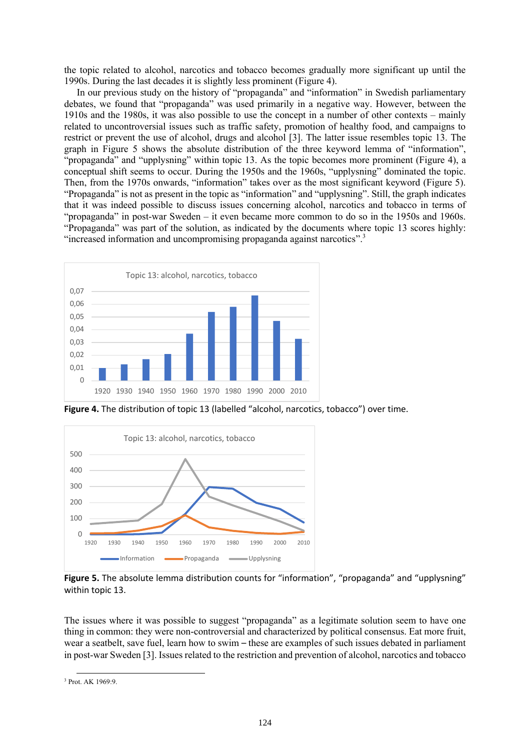the topic related to alcohol, narcotics and tobacco becomes gradually more significant up until the 1990s. During the last decades it is slightly less prominent (Figure 4).

In our previous study on the history of "propaganda" and "information" in Swedish parliamentary debates, we found that "propaganda" was used primarily in a negative way. However, between the 1910s and the 1980s, it was also possible to use the concept in a number of other contexts – mainly related to uncontroversial issues such as traffic safety, promotion of healthy food, and campaigns to restrict or prevent the use of alcohol, drugs and alcohol [3]. The latter issue resembles topic 13. The graph in Figure 5 shows the absolute distribution of the three keyword lemma of "information", "propaganda" and "upplysning" within topic 13. As the topic becomes more prominent (Figure 4), a conceptual shift seems to occur. During the 1950s and the 1960s, "upplysning" dominated the topic. Then, from the 1970s onwards, "information" takes over as the most significant keyword (Figure 5). "Propaganda" is not as present in the topic as "information" and "upplysning". Still, the graph indicates that it was indeed possible to discuss issues concerning alcohol, narcotics and tobacco in terms of "propaganda" in post-war Sweden – it even became more common to do so in the 1950s and 1960s. "Propaganda" was part of the solution, as indicated by the documents where topic 13 scores highly: "increased information and uncompromising propaganda against narcotics".[3]

**Figure 4.** The distribution of topic 13 (labelled "alcohol, narcotics, tobacco") over time.

**Figure 5.** The absolute lemma distribution counts for "information", "propaganda" and "upplysning" within topic 13.

The issues where it was possible to suggest "propaganda" as a legitimate solution seem to have one thing in common: they were non-controversial and characterized by political consensus. Eat more fruit, wear a seatbelt, save fuel, learn how to swim – these are examples of such issues debated in parliament in post-war Sweden [3]. Issues related to the restriction and prevention of alcohol, narcotics and tobacco

[3] Prot. AK 1969:9.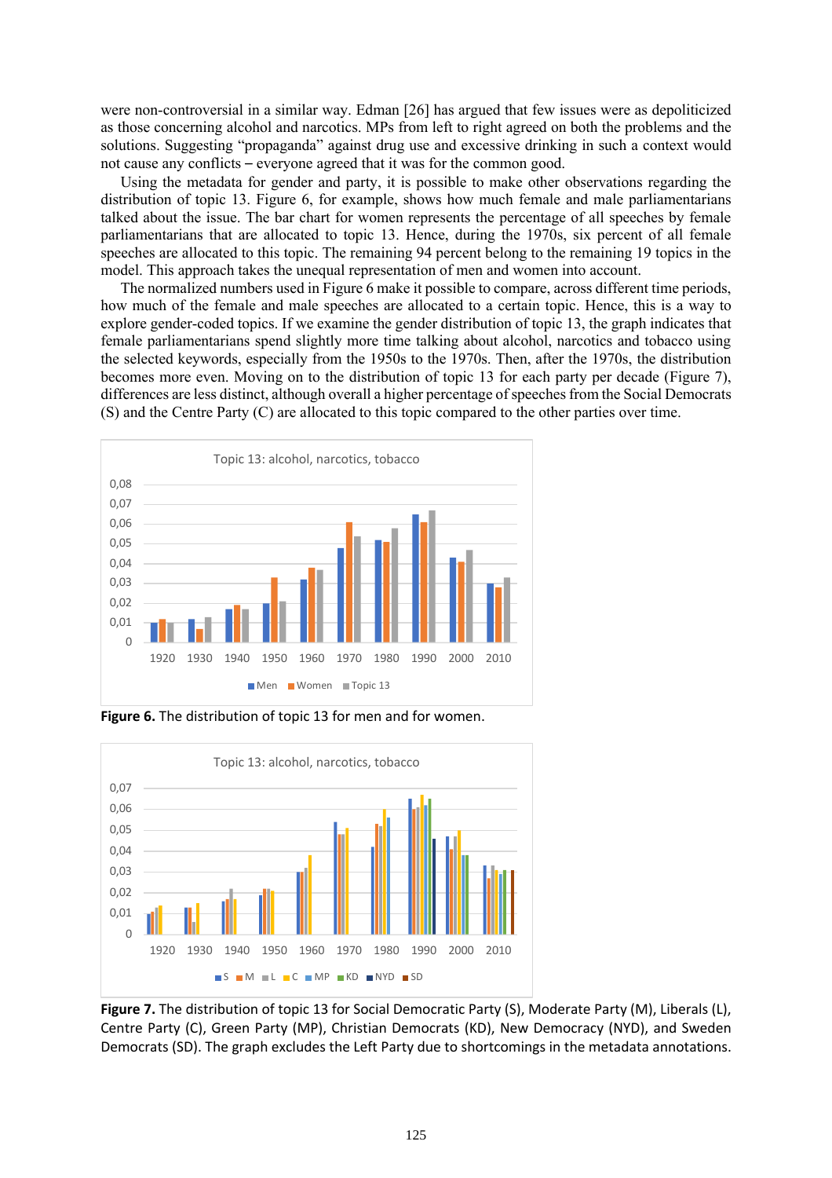were non-controversial in a similar way. Edman [26] has argued that few issues were as depoliticized as those concerning alcohol and narcotics. MPs from left to right agreed on both the problems and the solutions. Suggesting "propaganda" against drug use and excessive drinking in such a context would not cause any conflicts – everyone agreed that it was for the common good.

Using the metadata for gender and party, it is possible to make other observations regarding the distribution of topic 13. Figure 6, for example, shows how much female and male parliamentarians talked about the issue. The bar chart for women represents the percentage of all speeches by female parliamentarians that are allocated to topic 13. Hence, during the 1970s, six percent of all female speeches are allocated to this topic. The remaining 94 percent belong to the remaining 19 topics in the model. This approach takes the unequal representation of men and women into account.

The normalized numbers used in Figure 6 make it possible to compare, across different time periods, how much of the female and male speeches are allocated to a certain topic. Hence, this is a way to explore gender-coded topics. If we examine the gender distribution of topic 13, the graph indicates that female parliamentarians spend slightly more time talking about alcohol, narcotics and tobacco using the selected keywords, especially from the 1950s to the 1970s. Then, after the 1970s, the distribution becomes more even. Moving on to the distribution of topic 13 for each party per decade (Figure 7), differences are less distinct, although overall a higher percentage of speeches from the Social Democrats (S) and the Centre Party (C) are allocated to this topic compared to the other parties over time.

**Figure 6.** The distribution of topic 13 for men and for women.

**Figure 7.** The distribution of topic 13 for Social Democratic Party (S), Moderate Party (M), Liberals (L), Centre Party (C), Green Party (MP), Christian Democrats (KD), New Democracy (NYD), and Sweden Democrats (SD). The graph excludes the Left Party due to shortcomings in the metadata annotations.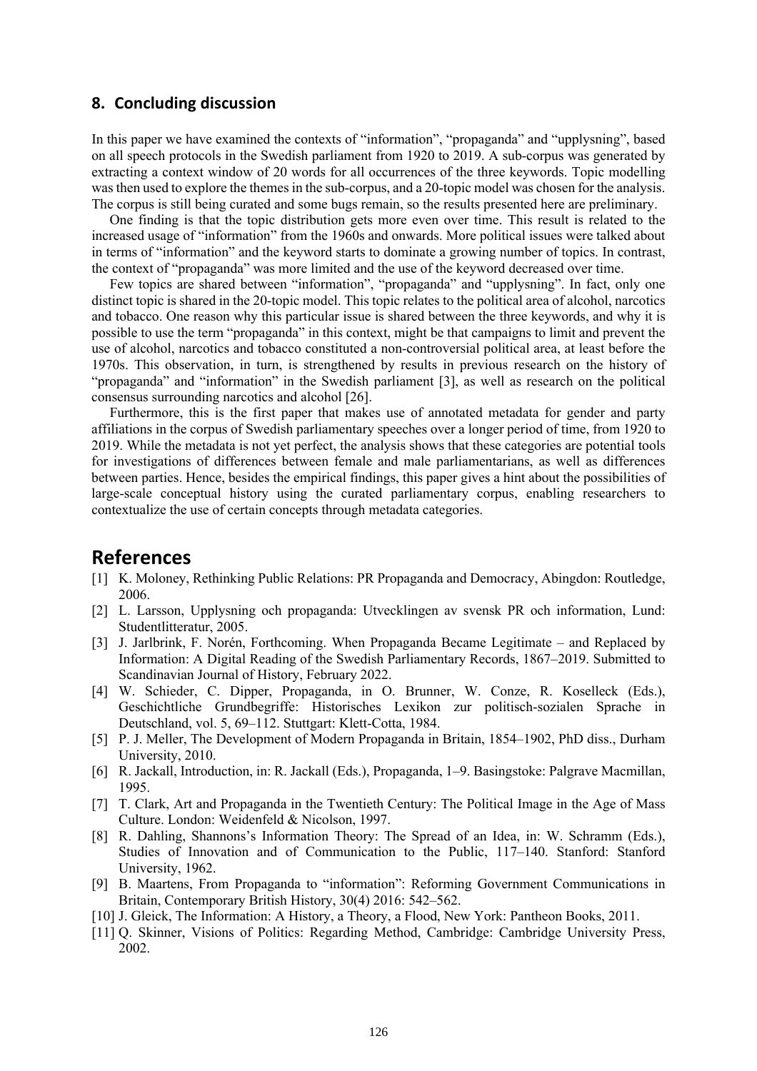## 8. Concluding discussion

In this paper we have examined the contexts of “information”, “propaganda” and “upplysning”, based on all speech protocols in the Swedish parliament from 1920 to 2019. A sub-corpus was generated by extracting a context window of 20 words for all occurrences of the three keywords. Topic modelling was then used to explore the themes in the sub-corpus, and a 20-topic model was chosen for the analysis. The corpus is still being curated and some bugs remain, so the results presented here are preliminary.

One finding is that the topic distribution gets more even over time. This result is related to the increased usage of “information” from the 1960s and onwards. More political issues were talked about in terms of “information” and the keyword starts to dominate a growing number of topics. In contrast, the context of “propaganda” was more limited and the use of the keyword decreased over time.

Few topics are shared between “information”, “propaganda” and “upplysning”. In fact, only one distinct topic is shared in the 20-topic model. This topic relates to the political area of alcohol, narcotics and tobacco. One reason why this particular issue is shared between the three keywords, and why it is possible to use the term “propaganda” in this context, might be that campaigns to limit and prevent the use of alcohol, narcotics and tobacco constituted a non-controversial political area, at least before the 1970s. This observation, in turn, is strengthened by results in previous research on the history of “propaganda” and “information” in the Swedish parliament [3], as well as research on the political consensus surrounding narcotics and alcohol [26].

Furthermore, this is the first paper that makes use of annotated metadata for gender and party affiliations in the corpus of Swedish parliamentary speeches over a longer period of time, from 1920 to 2019. While the metadata is not yet perfect, the analysis shows that these categories are potential tools for investigations of differences between female and male parliamentarians, as well as differences between parties. Hence, besides the empirical findings, this paper gives a hint about the possibilities of large-scale conceptual history using the curated parliamentary corpus, enabling researchers to contextualize the use of certain concepts through metadata categories.

# References

[1] K. Moloney, Rethinking Public Relations: PR Propaganda and Democracy, Abingdon: Routledge, 2006.

[2] L. Larsson, Upplysning och propaganda: Utvecklingen av svensk PR och information, Lund: Studentlitteratur, 2005.

[3] J. Jarlbrink, F. Norén, Forthcoming. When Propaganda Became Legitimate – and Replaced by Information: A Digital Reading of the Swedish Parliamentary Records, 1867–2019. Submitted to Scandinavian Journal of History, February 2022.

[4] W. Schieder, C. Dipper, Propaganda, in O. Brunner, W. Conze, R. Koselleck (Eds.), Geschichtliche Grundbegriffe: Historisches Lexikon zur politisch-sozialen Sprache in Deutschland, vol. 5, 69–112. Stuttgart: Klett-Cotta, 1984.

[5] P. J. Meller, The Development of Modern Propaganda in Britain, 1854–1902, PhD diss., Durham University, 2010.

[6] R. Jackall, Introduction, in: R. Jackall (Eds.), Propaganda, 1–9. Basingstoke: Palgrave Macmillan, 1995.

[7] T. Clark, Art and Propaganda in the Twentieth Century: The Political Image in the Age of Mass Culture. London: Weidenfeld & Nicolson, 1997.

[8] R. Dahling, Shannons's Information Theory: The Spread of an Idea, in: W. Schramm (Eds.), Studies of Innovation and of Communication to the Public, 117–140. Stanford: Stanford University, 1962.

[9] B. Maartens, From Propaganda to “information”: Reforming Government Communications in Britain, Contemporary British History, 30(4) 2016: 542–562.

[10] J. Gleick, The Information: A History, a Theory, a Flood, New York: Pantheon Books, 2011.

[11] Q. Skinner, Visions of Politics: Regarding Method, Cambridge: Cambridge University Press, 2002.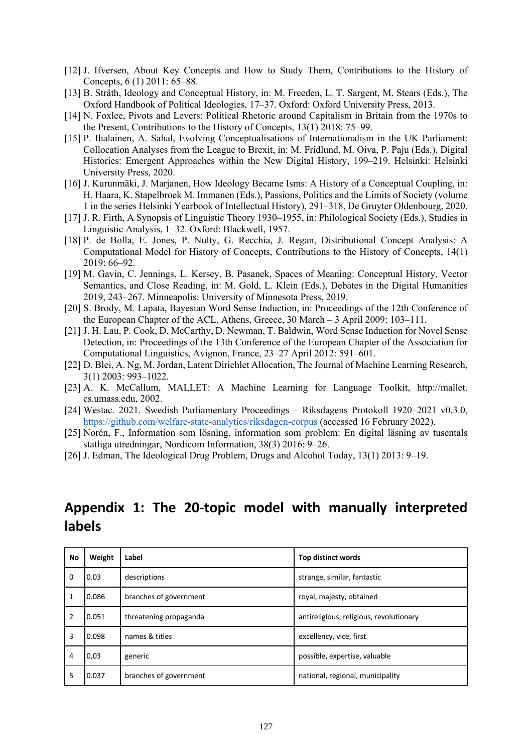[12] J. Ifversen, About Key Concepts and How to Study Them, Contributions to the History of Concepts, 6 (1) 2011: 65–88.

[13] B. Stråth, Ideology and Conceptual History, in: M. Freeden, L. T. Sargent, M. Stears (Eds.), The Oxford Handbook of Political Ideologies, 17–37. Oxford: Oxford University Press, 2013.

[14] N. Foxlee, Pivots and Levers: Political Rhetoric around Capitalism in Britain from the 1970s to the Present, Contributions to the History of Concepts, 13(1) 2018: 75–99.

[15] P. Ihalainen, A. Sahal, Evolving Conceptualisations of Internationalism in the UK Parliament: Collocation Analyses from the League to Brexit, in: M. Fridlund, M. Oiva, P. Paju (Eds.), Digital Histories: Emergent Approaches within the New Digital History, 199–219. Helsinki: Helsinki University Press, 2020.

[16] J. Kurunmäki, J. Marjanen, How Ideology Became Isms: A History of a Conceptual Coupling, in: H. Haara, K. Stapelbroek M. Immanen (Eds.), Passions, Politics and the Limits of Society (volume 1 in the series Helsinki Yearbook of Intellectual History), 291–318, De Gruyter Oldenbourg, 2020.

[17] J. R. Firth, A Synopsis of Linguistic Theory 1930–1955, in: Philological Society (Eds.), Studies in Linguistic Analysis, 1–32. Oxford: Blackwell, 1957.

[18] P. de Bolla, E. Jones, P. Nulty, G. Recchia, J. Regan, Distributional Concept Analysis: A Computational Model for History of Concepts, Contributions to the History of Concepts, 14(1) 2019: 66–92.

[19] M. Gavin, C. Jennings, L. Kersey, B. Pasanek, Spaces of Meaning: Conceptual History, Vector Semantics, and Close Reading, in: M. Gold, L. Klein (Eds.), Debates in the Digital Humanities 2019, 243–267. Minneapolis: University of Minnesota Press, 2019.

[20] S. Brody, M. Lapata, Bayesian Word Sense Induction, in: Proceedings of the 12th Conference of the European Chapter of the ACL, Athens, Greece, 30 March – 3 April 2009: 103–111.

[21] J. H. Lau, P. Cook, D. McCarthy, D. Newman, T. Baldwin, Word Sense Induction for Novel Sense Detection, in: Proceedings of the 13th Conference of the European Chapter of the Association for Computational Linguistics, Avignon, France, 23–27 April 2012: 591–601.

[22] D. Blei, A. Ng, M. Jordan, Latent Dirichlet Allocation, The Journal of Machine Learning Research, 3(1) 2003: 993–1022.

[23] A. K. McCallum, MALLET: A Machine Learning for Language Toolkit, http://mallet.cs.umass.edu, 2002.

[24] Westac. 2021. Swedish Parliamentary Proceedings – Riksdagens Protokoll 1920–2021 v0.3.0, https://github.com/welfare-state-analytics/riksdagen-corpus (accessed 16 February 2022).

[25] Norén, F., Information som lösning, information som problem: En digital läsning av tusentals statliga utredningar, Nordicom Information, 38(3) 2016: 9–26.

[26] J. Edman, The Ideological Drug Problem, Drugs and Alcohol Today, 13(1) 2013: 9–19.

## Appendix 1: The 20-topic model with manually interpreted labels

| No | Weight | Label | Top distinct words |
|---|---|---|---|
| 0 | 0.03 | descriptions | strange, similar, fantastic |
| 1 | 0.086 | branches of government | royal, majesty, obtained |
| 2 | 0.051 | threatening propaganda | antireligious, religious, revolutionary |
| 3 | 0.098 | names & titles | excellency, vice, first |
| 4 | 0,03 | generic | possible, expertise, valuable |
| 5 | 0.037 | branches of government | national, regional, municipality |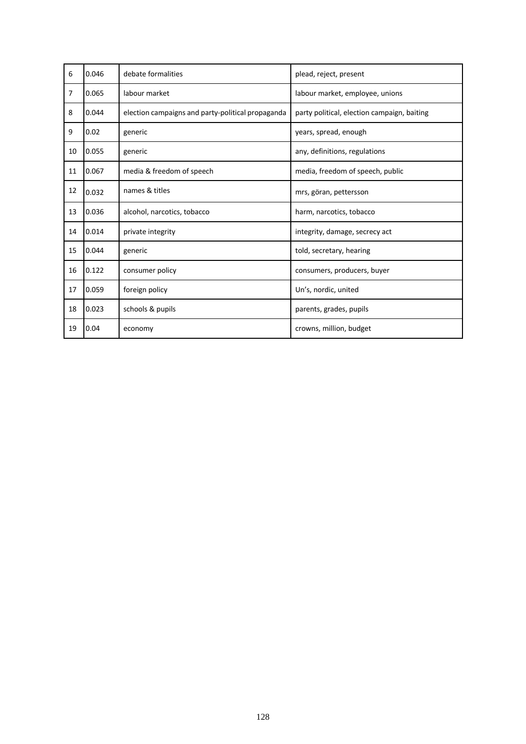| | | | |
|---|---|---|---|
| 6 | 0.046 | debate formalities | plead, reject, present |
| 7 | 0.065 | labour market | labour market, employee, unions |
| 8 | 0.044 | election campaigns and party-political propaganda | party political, election campaign, baiting |
| 9 | 0.02 | generic | years, spread, enough |
| 10 | 0.055 | generic | any, definitions, regulations |
| 11 | 0.067 | media & freedom of speech | media, freedom of speech, public |
| 12 | 0.032 | names & titles | mrs, göran, pettersson |
| 13 | 0.036 | alcohol, narcotics, tobacco | harm, narcotics, tobacco |
| 14 | 0.014 | private integrity | integrity, damage, secrecy act |
| 15 | 0.044 | generic | told, secretary, hearing |
| 16 | 0.122 | consumer policy | consumers, producers, buyer |
| 17 | 0.059 | foreign policy | Un's, nordic, united |
| 18 | 0.023 | schools & pupils | parents, grades, pupils |
| 19 | 0.04 | economy | crowns, million, budget |